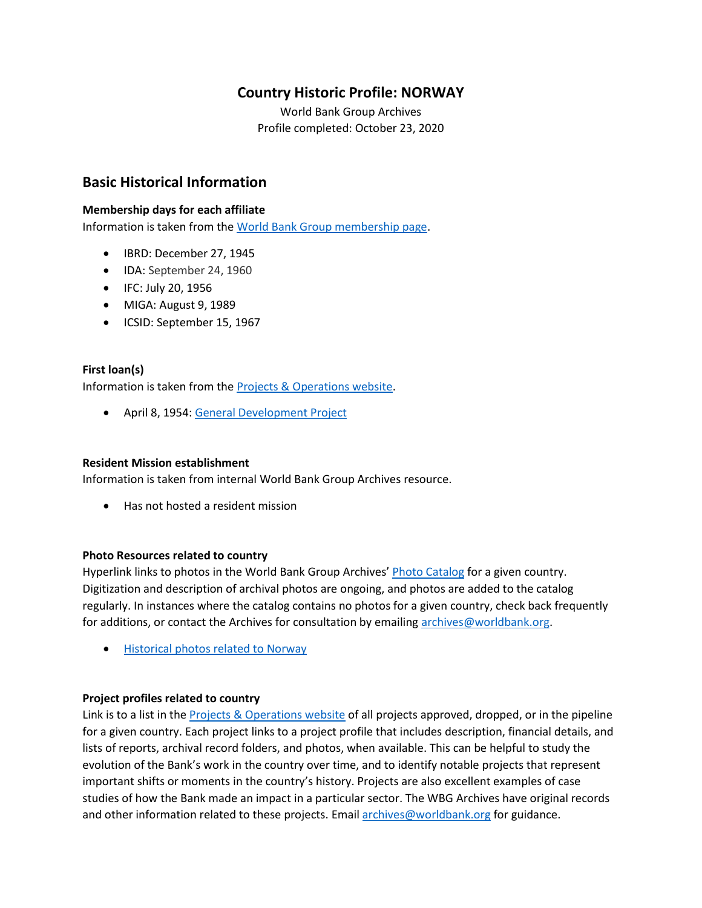# Country Historic Profile: NORWAY

World Bank Group Archives
Profile completed: October 23, 2020

## Basic Historical Information

**Membership days for each affiliate**
Information is taken from the World Bank Group membership page.

- IBRD: December 27, 1945
- IDA: September 24, 1960
- IFC: July 20, 1956
- MIGA: August 9, 1989
- ICSID: September 15, 1967

**First loan(s)**
Information is taken from the Projects & Operations website.

- April 8, 1954: General Development Project

**Resident Mission establishment**
Information is taken from internal World Bank Group Archives resource.

- Has not hosted a resident mission

**Photo Resources related to country**
Hyperlink links to photos in the World Bank Group Archives' Photo Catalog for a given country. Digitization and description of archival photos are ongoing, and photos are added to the catalog regularly. In instances where the catalog contains no photos for a given country, check back frequently for additions, or contact the Archives for consultation by emailing archives@worldbank.org.

- Historical photos related to Norway

**Project profiles related to country**
Link is to a list in the Projects & Operations website of all projects approved, dropped, or in the pipeline for a given country. Each project links to a project profile that includes description, financial details, and lists of reports, archival record folders, and photos, when available. This can be helpful to study the evolution of the Bank's work in the country over time, and to identify notable projects that represent important shifts or moments in the country's history. Projects are also excellent examples of case studies of how the Bank made an impact in a particular sector. The WBG Archives have original records and other information related to these projects. Email archives@worldbank.org for guidance.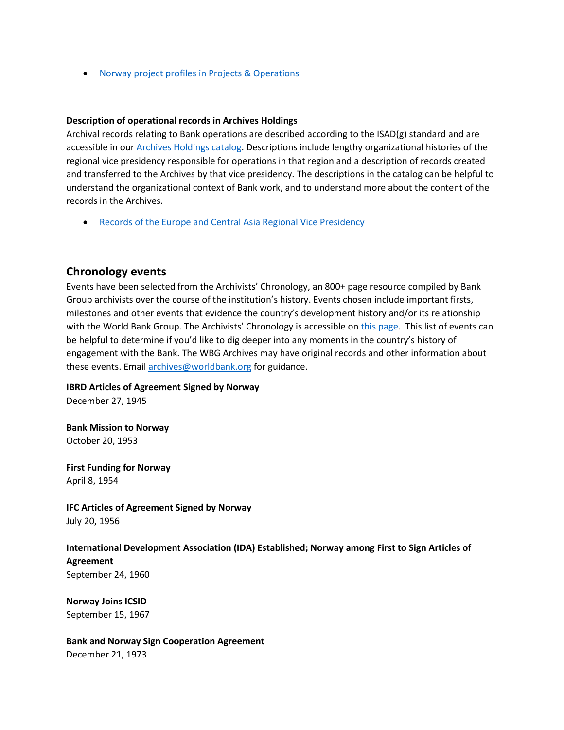- [Norway project profiles in Projects & Operations]()

**Description of operational records in Archives Holdings**
Archival records relating to Bank operations are described according to the ISAD(g) standard and are accessible in our [Archives Holdings catalog](). Descriptions include lengthy organizational histories of the regional vice presidency responsible for operations in that region and a description of records created and transferred to the Archives by that vice presidency. The descriptions in the catalog can be helpful to understand the organizational context of Bank work, and to understand more about the content of the records in the Archives.

- [Records of the Europe and Central Asia Regional Vice Presidency]()

## Chronology events

Events have been selected from the Archivists' Chronology, an 800+ page resource compiled by Bank Group archivists over the course of the institution's history. Events chosen include important firsts, milestones and other events that evidence the country's development history and/or its relationship with the World Bank Group. The Archivists' Chronology is accessible on [this page](). This list of events can be helpful to determine if you'd like to dig deeper into any moments in the country's history of engagement with the Bank. The WBG Archives may have original records and other information about these events. Email [archives@worldbank.org](mailto:archives@worldbank.org) for guidance.

**IBRD Articles of Agreement Signed by Norway**
December 27, 1945

**Bank Mission to Norway**
October 20, 1953

**First Funding for Norway**
April 8, 1954

**IFC Articles of Agreement Signed by Norway**
July 20, 1956

**International Development Association (IDA) Established; Norway among First to Sign Articles of Agreement**
September 24, 1960

**Norway Joins ICSID**
September 15, 1967

**Bank and Norway Sign Cooperation Agreement**
December 21, 1973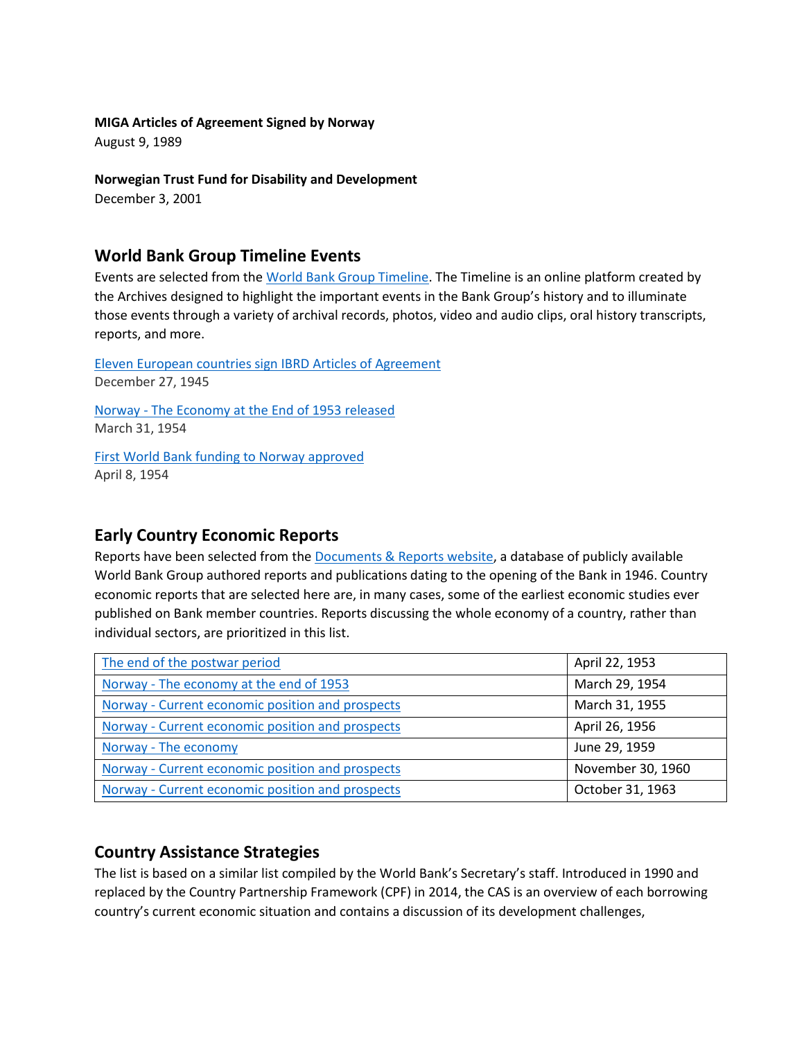**MIGA Articles of Agreement Signed by Norway**
August 9, 1989

**Norwegian Trust Fund for Disability and Development**
December 3, 2001

## World Bank Group Timeline Events

Events are selected from the World Bank Group Timeline. The Timeline is an online platform created by the Archives designed to highlight the important events in the Bank Group's history and to illuminate those events through a variety of archival records, photos, video and audio clips, oral history transcripts, reports, and more.

Eleven European countries sign IBRD Articles of Agreement
December 27, 1945

Norway - The Economy at the End of 1953 released
March 31, 1954

First World Bank funding to Norway approved
April 8, 1954

## Early Country Economic Reports

Reports have been selected from the Documents & Reports website, a database of publicly available World Bank Group authored reports and publications dating to the opening of the Bank in 1946. Country economic reports that are selected here are, in many cases, some of the earliest economic studies ever published on Bank member countries. Reports discussing the whole economy of a country, rather than individual sectors, are prioritized in this list.

| | |
|---|---|
| The end of the postwar period | April 22, 1953 |
| Norway - The economy at the end of 1953 | March 29, 1954 |
| Norway - Current economic position and prospects | March 31, 1955 |
| Norway - Current economic position and prospects | April 26, 1956 |
| Norway - The economy | June 29, 1959 |
| Norway - Current economic position and prospects | November 30, 1960 |
| Norway - Current economic position and prospects | October 31, 1963 |

## Country Assistance Strategies

The list is based on a similar list compiled by the World Bank's Secretary's staff. Introduced in 1990 and replaced by the Country Partnership Framework (CPF) in 2014, the CAS is an overview of each borrowing country's current economic situation and contains a discussion of its development challenges,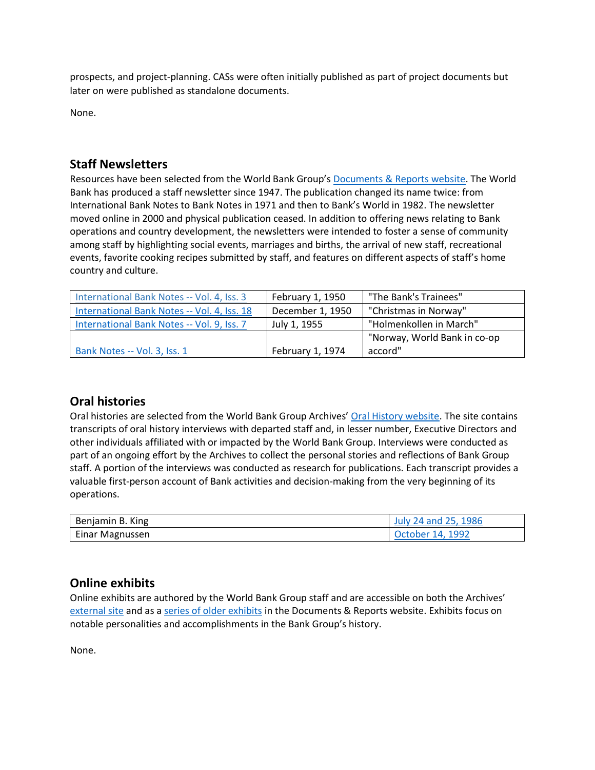prospects, and project-planning. CASs were often initially published as part of project documents but later on were published as standalone documents.

None.

## Staff Newsletters

Resources have been selected from the World Bank Group's Documents & Reports website. The World Bank has produced a staff newsletter since 1947. The publication changed its name twice: from International Bank Notes to Bank Notes in 1971 and then to Bank's World in 1982. The newsletter moved online in 2000 and physical publication ceased. In addition to offering news relating to Bank operations and country development, the newsletters were intended to foster a sense of community among staff by highlighting social events, marriages and births, the arrival of new staff, recreational events, favorite cooking recipes submitted by staff, and features on different aspects of staff's home country and culture.

| | | |
|---|---|---|
| International Bank Notes -- Vol. 4, Iss. 3 | February 1, 1950 | "The Bank's Trainees" |
| International Bank Notes -- Vol. 4, Iss. 18 | December 1, 1950 | "Christmas in Norway" |
| International Bank Notes -- Vol. 9, Iss. 7 | July 1, 1955 | "Holmenkollen in March" |
| Bank Notes -- Vol. 3, Iss. 1 | February 1, 1974 | "Norway, World Bank in co-op accord" |

## Oral histories

Oral histories are selected from the World Bank Group Archives' Oral History website. The site contains transcripts of oral history interviews with departed staff and, in lesser number, Executive Directors and other individuals affiliated with or impacted by the World Bank Group. Interviews were conducted as part of an ongoing effort by the Archives to collect the personal stories and reflections of Bank Group staff. A portion of the interviews was conducted as research for publications. Each transcript provides a valuable first-person account of Bank activities and decision-making from the very beginning of its operations.

| | |
|---|---|
| Benjamin B. King | July 24 and 25, 1986 |
| Einar Magnussen | October 14, 1992 |

## Online exhibits

Online exhibits are authored by the World Bank Group staff and are accessible on both the Archives' external site and as a series of older exhibits in the Documents & Reports website. Exhibits focus on notable personalities and accomplishments in the Bank Group's history.

None.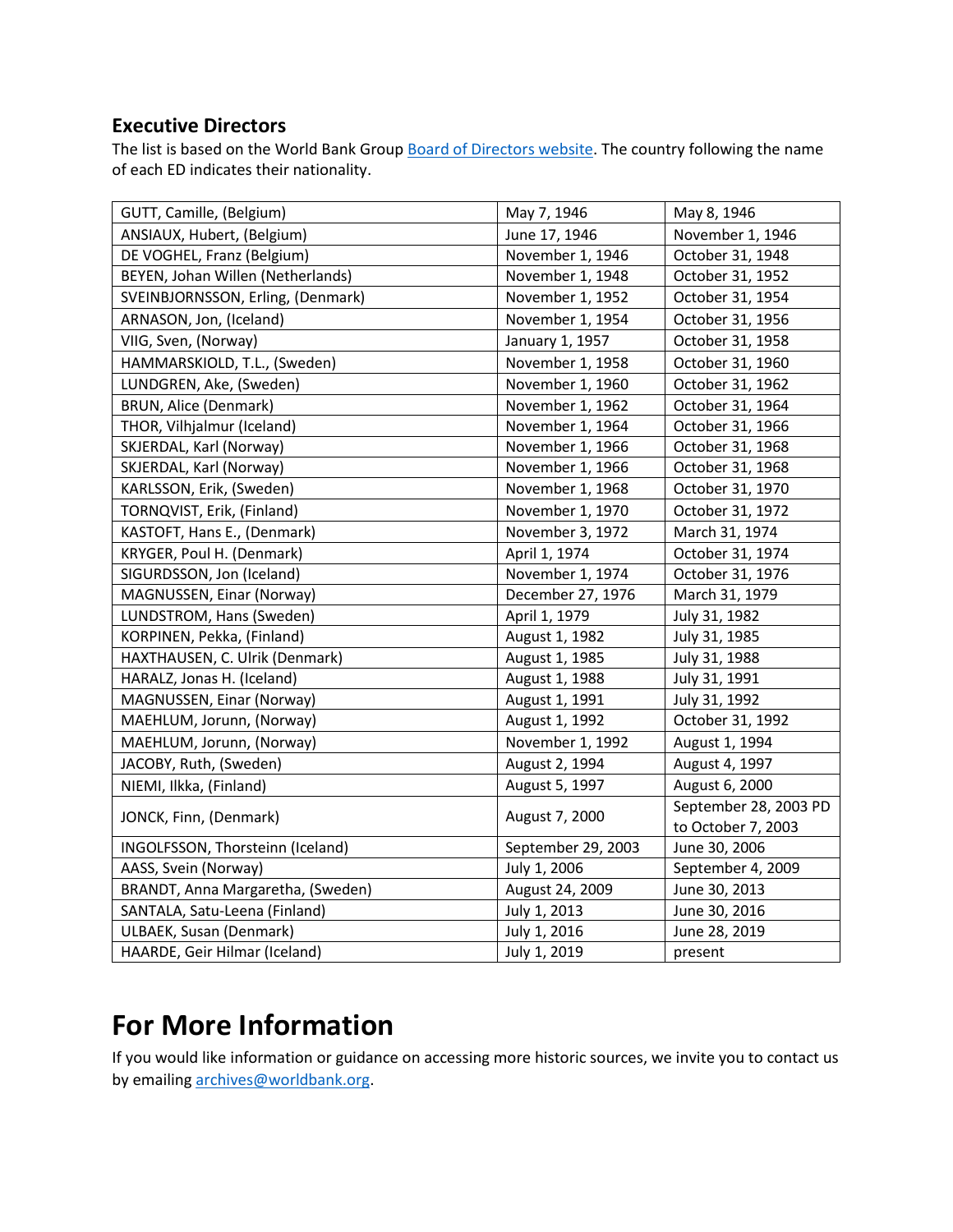### Executive Directors

The list is based on the World Bank Group [Board of Directors website](). The country following the name of each ED indicates their nationality.

| | | |
|---|---|---|
| GUTT, Camille, (Belgium) | May 7, 1946 | May 8, 1946 |
| ANSIAUX, Hubert, (Belgium) | June 17, 1946 | November 1, 1946 |
| DE VOGHEL, Franz (Belgium) | November 1, 1946 | October 31, 1948 |
| BEYEN, Johan Willen (Netherlands) | November 1, 1948 | October 31, 1952 |
| SVEINBJORNSSON, Erling, (Denmark) | November 1, 1952 | October 31, 1954 |
| ARNASON, Jon, (Iceland) | November 1, 1954 | October 31, 1956 |
| VIIG, Sven, (Norway) | January 1, 1957 | October 31, 1958 |
| HAMMARSKIOLD, T.L., (Sweden) | November 1, 1958 | October 31, 1960 |
| LUNDGREN, Ake, (Sweden) | November 1, 1960 | October 31, 1962 |
| BRUN, Alice (Denmark) | November 1, 1962 | October 31, 1964 |
| THOR, Vilhjalmur (Iceland) | November 1, 1964 | October 31, 1966 |
| SKJERDAL, Karl (Norway) | November 1, 1966 | October 31, 1968 |
| SKJERDAL, Karl (Norway) | November 1, 1966 | October 31, 1968 |
| KARLSSON, Erik, (Sweden) | November 1, 1968 | October 31, 1970 |
| TORNQVIST, Erik, (Finland) | November 1, 1970 | October 31, 1972 |
| KASTOFT, Hans E., (Denmark) | November 3, 1972 | March 31, 1974 |
| KRYGER, Poul H. (Denmark) | April 1, 1974 | October 31, 1974 |
| SIGURDSSON, Jon (Iceland) | November 1, 1974 | October 31, 1976 |
| MAGNUSSEN, Einar (Norway) | December 27, 1976 | March 31, 1979 |
| LUNDSTROM, Hans (Sweden) | April 1, 1979 | July 31, 1982 |
| KORPINEN, Pekka, (Finland) | August 1, 1982 | July 31, 1985 |
| HAXTHAUSEN, C. Ulrik (Denmark) | August 1, 1985 | July 31, 1988 |
| HARALZ, Jonas H. (Iceland) | August 1, 1988 | July 31, 1991 |
| MAGNUSSEN, Einar (Norway) | August 1, 1991 | July 31, 1992 |
| MAEHLUM, Jorunn, (Norway) | August 1, 1992 | October 31, 1992 |
| MAEHLUM, Jorunn, (Norway) | November 1, 1992 | August 1, 1994 |
| JACOBY, Ruth, (Sweden) | August 2, 1994 | August 4, 1997 |
| NIEMI, Ilkka, (Finland) | August 5, 1997 | August 6, 2000 |
| JONCK, Finn, (Denmark) | August 7, 2000 | September 28, 2003 PD to October 7, 2003 |
| INGOLFSSON, Thorsteinn (Iceland) | September 29, 2003 | June 30, 2006 |
| AASS, Svein (Norway) | July 1, 2006 | September 4, 2009 |
| BRANDT, Anna Margaretha, (Sweden) | August 24, 2009 | June 30, 2013 |
| SANTALA, Satu-Leena (Finland) | July 1, 2013 | June 30, 2016 |
| ULBAEK, Susan (Denmark) | July 1, 2016 | June 28, 2019 |
| HAARDE, Geir Hilmar (Iceland) | July 1, 2019 | present |

# For More Information

If you would like information or guidance on accessing more historic sources, we invite you to contact us by emailing [archives@worldbank.org]().